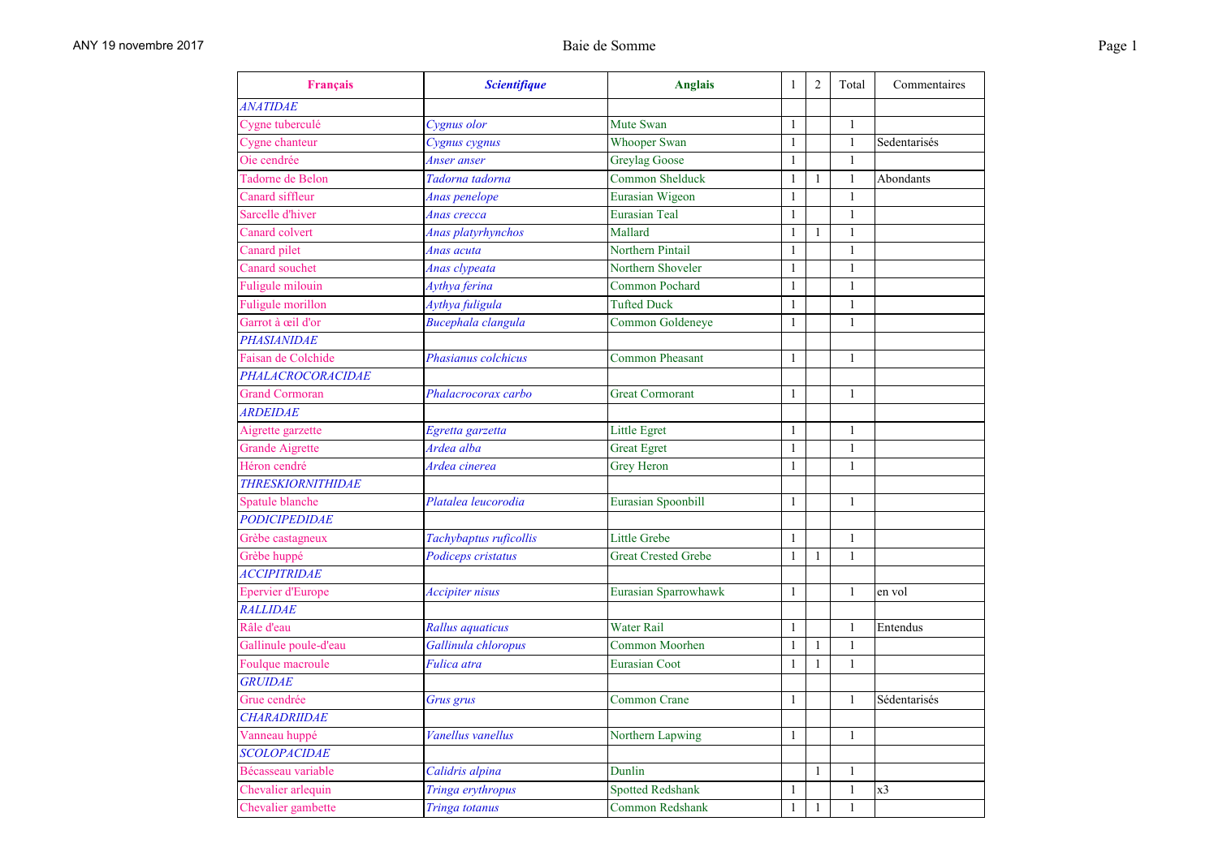ANY 19 novembre 2017 — Baie de Somme

| Français | Scientifique | Anglais | 1 | 2 | Total | Commentaires |
|---|---|---|---|---|---|---|
| *ANATIDAE* | | | | | | |
| Cygne tuberculé | *Cygnus olor* | Mute Swan | 1 | | 1 | |
| Cygne chanteur | *Cygnus cygnus* | Whooper Swan | 1 | | 1 | Sedentarisés |
| Oie cendrée | *Anser anser* | Greylag Goose | 1 | | 1 | |
| Tadorne de Belon | *Tadorna tadorna* | Common Shelduck | 1 | 1 | 1 | Abondants |
| Canard siffleur | *Anas penelope* | Eurasian Wigeon | 1 | | 1 | |
| Sarcelle d'hiver | *Anas crecca* | Eurasian Teal | 1 | | 1 | |
| Canard colvert | *Anas platyrhynchos* | Mallard | 1 | 1 | 1 | |
| Canard pilet | *Anas acuta* | Northern Pintail | 1 | | 1 | |
| Canard souchet | *Anas clypeata* | Northern Shoveler | 1 | | 1 | |
| Fuligule milouin | *Aythya ferina* | Common Pochard | 1 | | 1 | |
| Fuligule morillon | *Aythya fuligula* | Tufted Duck | 1 | | 1 | |
| Garrot à œil d'or | *Bucephala clangula* | Common Goldeneye | 1 | | 1 | |
| *PHASIANIDAE* | | | | | | |
| Faisan de Colchide | *Phasianus colchicus* | Common Pheasant | 1 | | 1 | |
| *PHALACROCORACIDAE* | | | | | | |
| Grand Cormoran | *Phalacrocorax carbo* | Great Cormorant | 1 | | 1 | |
| *ARDEIDAE* | | | | | | |
| Aigrette garzette | *Egretta garzetta* | Little Egret | 1 | | 1 | |
| Grande Aigrette | *Ardea alba* | Great Egret | 1 | | 1 | |
| Héron cendré | *Ardea cinerea* | Grey Heron | 1 | | 1 | |
| *THRESKIORNITHIDAE* | | | | | | |
| Spatule blanche | *Platalea leucorodia* | Eurasian Spoonbill | 1 | | 1 | |
| *PODICIPEDIDAE* | | | | | | |
| Grèbe castagneux | *Tachybaptus ruficollis* | Little Grebe | 1 | | 1 | |
| Grèbe huppé | *Podiceps cristatus* | Great Crested Grebe | 1 | 1 | 1 | |
| *ACCIPITRIDAE* | | | | | | |
| Epervier d'Europe | *Accipiter nisus* | Eurasian Sparrowhawk | 1 | | 1 | en vol |
| *RALLIDAE* | | | | | | |
| Râle d'eau | *Rallus aquaticus* | Water Rail | 1 | | 1 | Entendus |
| Gallinule poule-d'eau | *Gallinula chloropus* | Common Moorhen | 1 | 1 | 1 | |
| Foulque macroule | *Fulica atra* | Eurasian Coot | 1 | 1 | 1 | |
| *GRUIDAE* | | | | | | |
| Grue cendrée | *Grus grus* | Common Crane | 1 | | 1 | Sédentarisés |
| *CHARADRIIDAE* | | | | | | |
| Vanneau huppé | *Vanellus vanellus* | Northern Lapwing | 1 | | 1 | |
| *SCOLOPACIDAE* | | | | | | |
| Bécasseau variable | *Calidris alpina* | Dunlin | | 1 | 1 | |
| Chevalier arlequin | *Tringa erythropus* | Spotted Redshank | 1 | | 1 | x3 |
| Chevalier gambette | *Tringa totanus* | Common Redshank | 1 | 1 | 1 | |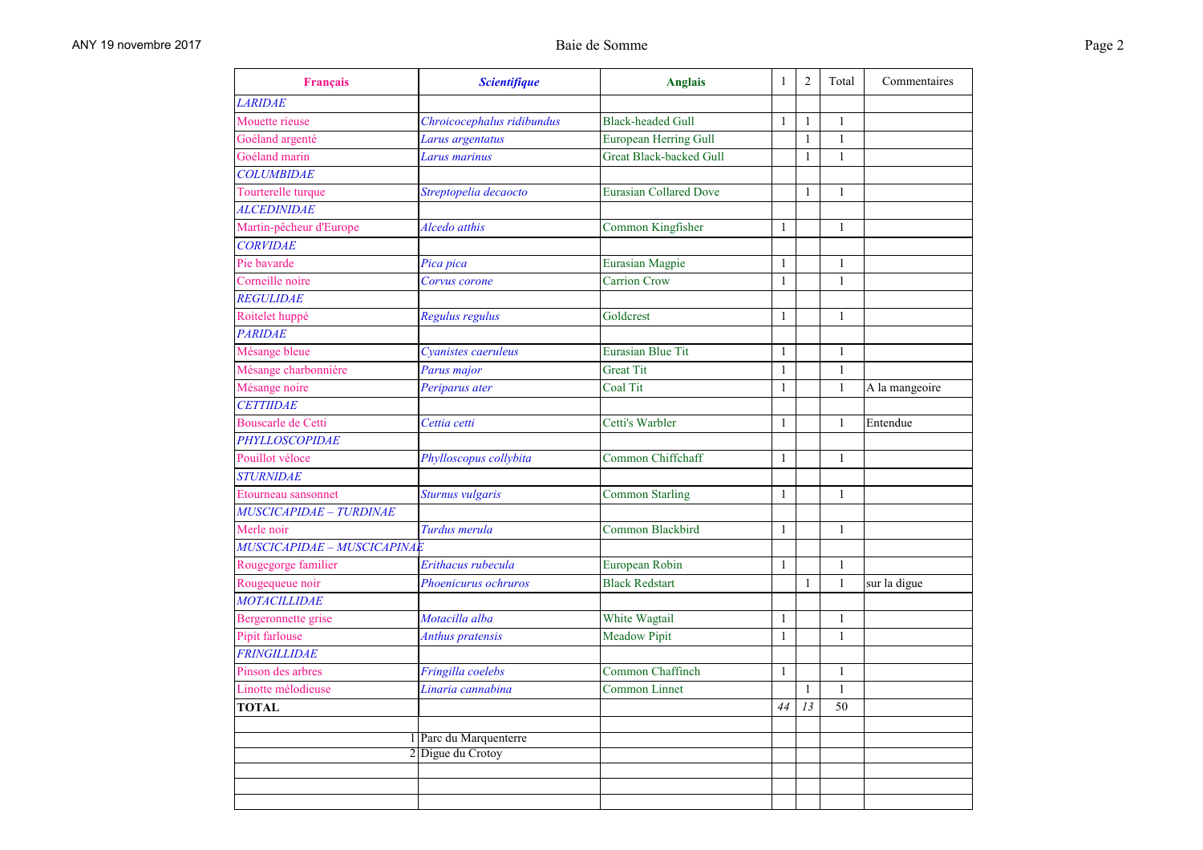| Français | Scientifique | Anglais | 1 | 2 | Total | Commentaires |
|---|---|---|---|---|---|---|
| *LARIDAE* | | | | | | |
| Mouette rieuse | *Chroicocephalus ridibundus* | Black-headed Gull | 1 | 1 | 1 | |
| Goéland argenté | *Larus argentatus* | European Herring Gull | | 1 | 1 | |
| Goéland marin | *Larus marinus* | Great Black-backed Gull | | 1 | 1 | |
| *COLUMBIDAE* | | | | | | |
| Tourterelle turque | *Streptopelia decaocto* | Eurasian Collared Dove | | 1 | 1 | |
| *ALCEDINIDAE* | | | | | | |
| Martin-pêcheur d'Europe | *Alcedo atthis* | Common Kingfisher | 1 | | 1 | |
| *CORVIDAE* | | | | | | |
| Pie bavarde | *Pica pica* | Eurasian Magpie | 1 | | 1 | |
| Corneille noire | *Corvus corone* | Carrion Crow | 1 | | 1 | |
| *REGULIDAE* | | | | | | |
| Roitelet huppé | *Regulus regulus* | Goldcrest | 1 | | 1 | |
| *PARIDAE* | | | | | | |
| Mésange bleue | *Cyanistes caeruleus* | Eurasian Blue Tit | 1 | | 1 | |
| Mésange charbonnière | *Parus major* | Great Tit | 1 | | 1 | |
| Mésange noire | *Periparus ater* | Coal Tit | 1 | | 1 | A la mangeoire |
| *CETTIIDAE* | | | | | | |
| Bouscarle de Cetti | *Cettia cetti* | Cetti's Warbler | 1 | | 1 | Entendue |
| *PHYLLOSCOPIDAE* | | | | | | |
| Pouillot véloce | *Phylloscopus collybita* | Common Chiffchaff | 1 | | 1 | |
| *STURNIDAE* | | | | | | |
| Etourneau sansonnet | *Sturnus vulgaris* | Common Starling | 1 | | 1 | |
| *MUSCICAPIDAE – TURDINAE* | | | | | | |
| Merle noir | *Turdus merula* | Common Blackbird | 1 | | 1 | |
| *MUSCICAPIDAE – MUSCICAPINAE* | | | | | | |
| Rougegorge familier | *Erithacus rubecula* | European Robin | 1 | | 1 | |
| Rougequeue noir | *Phoenicurus ochruros* | Black Redstart | | 1 | 1 | sur la digue |
| *MOTACILLIDAE* | | | | | | |
| Bergeronnette grise | *Motacilla alba* | White Wagtail | 1 | | 1 | |
| Pipit farlouse | *Anthus pratensis* | Meadow Pipit | 1 | | 1 | |
| *FRINGILLIDAE* | | | | | | |
| Pinson des arbres | *Fringilla coelebs* | Common Chaffinch | 1 | | 1 | |
| Linotte mélodieuse | *Linaria cannabina* | Common Linnet | | 1 | 1 | |
| **TOTAL** | | | *44* | *13* | 50 | |
| | | | | | | |
| 1 | Parc du Marquenterre | | | | | |
| 2 | Digue du Crotoy | | | | | |